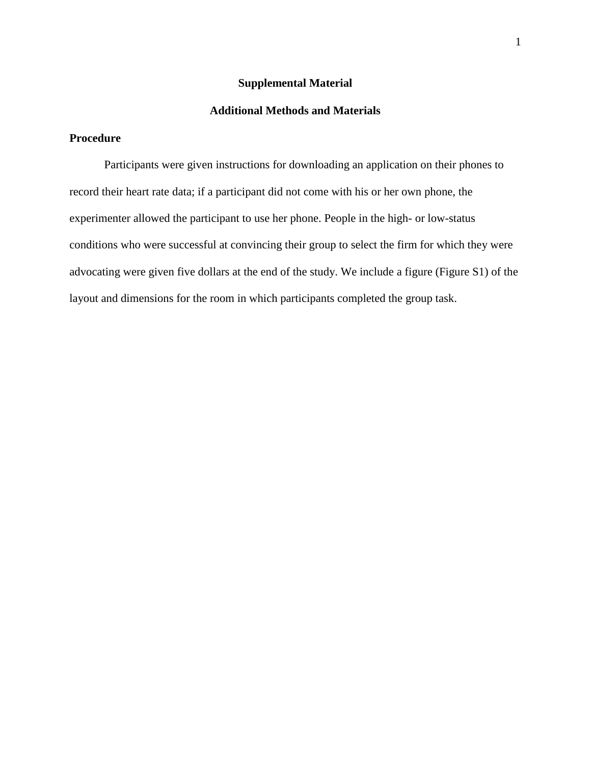# Supplemental Material

## Additional Methods and Materials

### Procedure

Participants were given instructions for downloading an application on their phones to record their heart rate data; if a participant did not come with his or her own phone, the experimenter allowed the participant to use her phone. People in the high- or low-status conditions who were successful at convincing their group to select the firm for which they were advocating were given five dollars at the end of the study. We include a figure (Figure S1) of the layout and dimensions for the room in which participants completed the group task.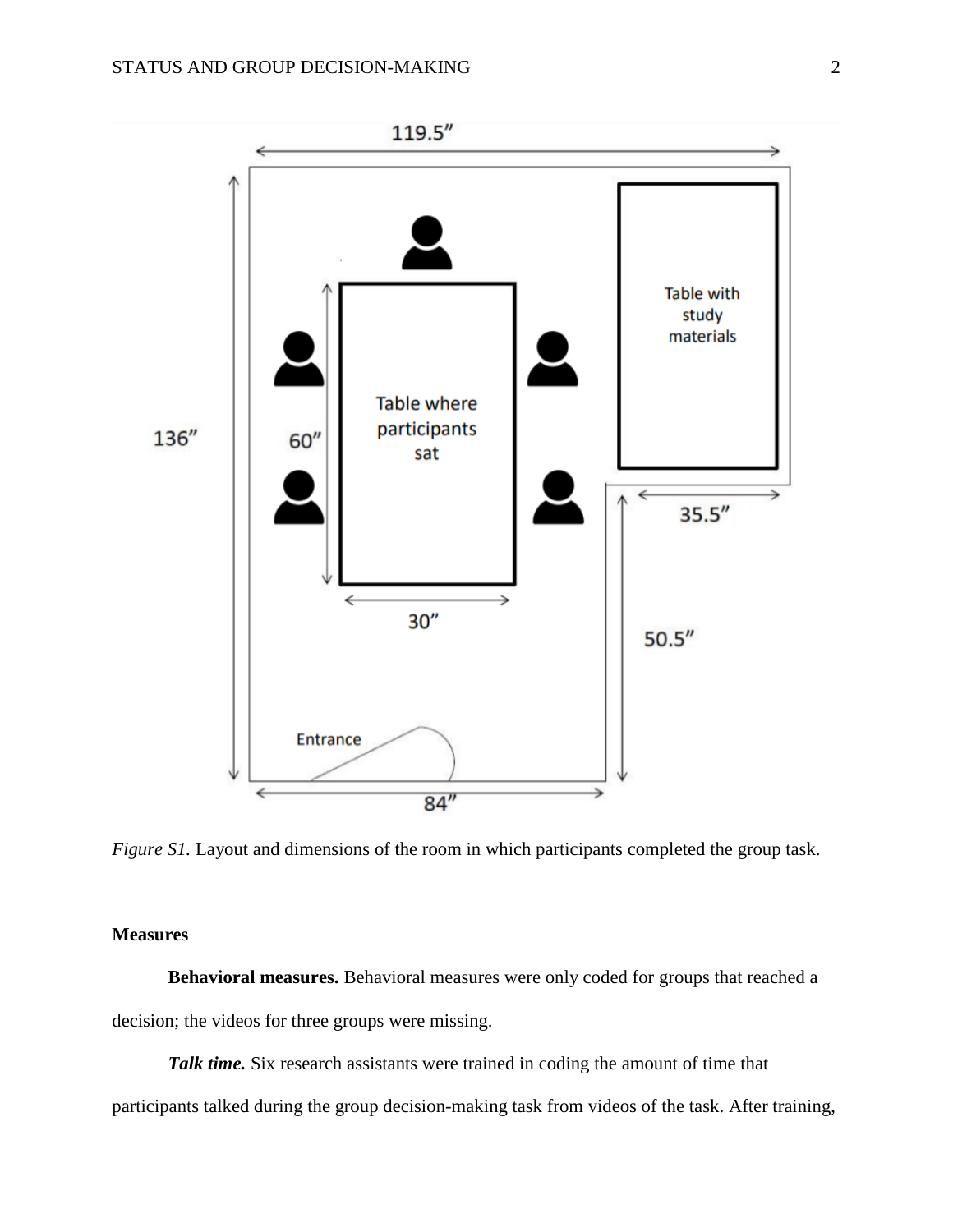*Figure S1.* Layout and dimensions of the room in which participants completed the group task.

## Measures

**Behavioral measures.** Behavioral measures were only coded for groups that reached a decision; the videos for three groups were missing.

***Talk time.*** Six research assistants were trained in coding the amount of time that participants talked during the group decision-making task from videos of the task. After training,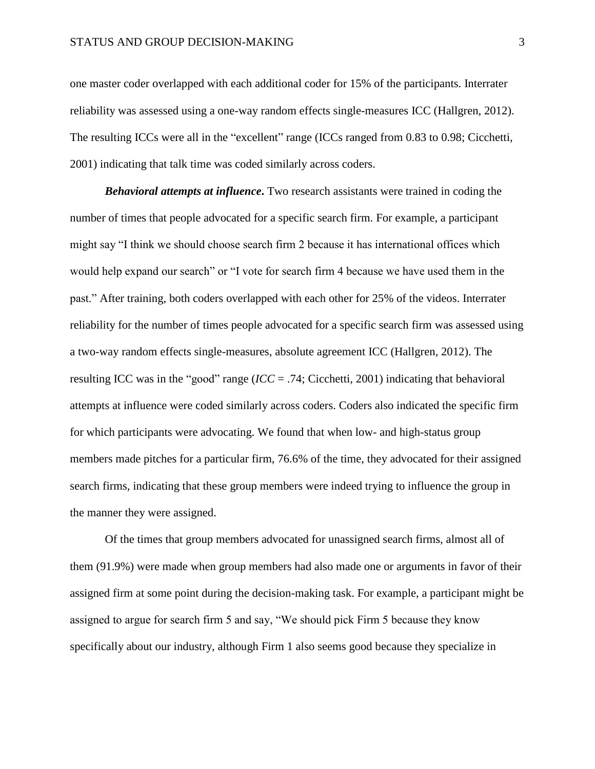one master coder overlapped with each additional coder for 15% of the participants. Interrater reliability was assessed using a one-way random effects single-measures ICC (Hallgren, 2012). The resulting ICCs were all in the "excellent" range (ICCs ranged from 0.83 to 0.98; Cicchetti, 2001) indicating that talk time was coded similarly across coders.

***Behavioral attempts at influence*.** Two research assistants were trained in coding the number of times that people advocated for a specific search firm. For example, a participant might say "I think we should choose search firm 2 because it has international offices which would help expand our search" or "I vote for search firm 4 because we have used them in the past." After training, both coders overlapped with each other for 25% of the videos. Interrater reliability for the number of times people advocated for a specific search firm was assessed using a two-way random effects single-measures, absolute agreement ICC (Hallgren, 2012). The resulting ICC was in the "good" range (*ICC* = .74; Cicchetti, 2001) indicating that behavioral attempts at influence were coded similarly across coders. Coders also indicated the specific firm for which participants were advocating. We found that when low- and high-status group members made pitches for a particular firm, 76.6% of the time, they advocated for their assigned search firms, indicating that these group members were indeed trying to influence the group in the manner they were assigned.

Of the times that group members advocated for unassigned search firms, almost all of them (91.9%) were made when group members had also made one or arguments in favor of their assigned firm at some point during the decision-making task. For example, a participant might be assigned to argue for search firm 5 and say, "We should pick Firm 5 because they know specifically about our industry, although Firm 1 also seems good because they specialize in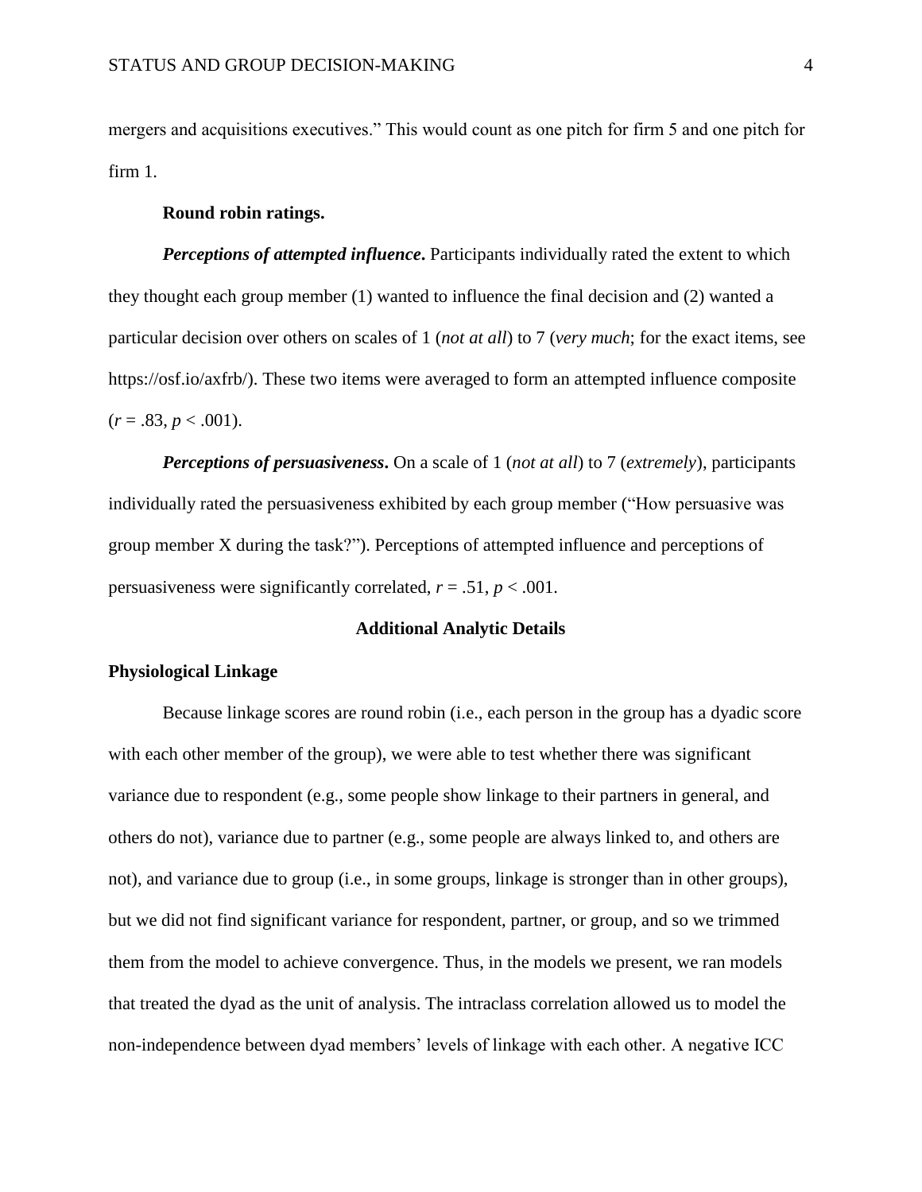mergers and acquisitions executives." This would count as one pitch for firm 5 and one pitch for firm 1.

**Round robin ratings.**

***Perceptions of attempted influence*.** Participants individually rated the extent to which they thought each group member (1) wanted to influence the final decision and (2) wanted a particular decision over others on scales of 1 (*not at all*) to 7 (*very much*; for the exact items, see https://osf.io/axfrb/). These two items were averaged to form an attempted influence composite ($r = .83$, $p < .001$).

***Perceptions of persuasiveness*.** On a scale of 1 (*not at all*) to 7 (*extremely*), participants individually rated the persuasiveness exhibited by each group member ("How persuasive was group member X during the task?"). Perceptions of attempted influence and perceptions of persuasiveness were significantly correlated, $r = .51$, $p < .001$.

## Additional Analytic Details

### Physiological Linkage

Because linkage scores are round robin (i.e., each person in the group has a dyadic score with each other member of the group), we were able to test whether there was significant variance due to respondent (e.g., some people show linkage to their partners in general, and others do not), variance due to partner (e.g., some people are always linked to, and others are not), and variance due to group (i.e., in some groups, linkage is stronger than in other groups), but we did not find significant variance for respondent, partner, or group, and so we trimmed them from the model to achieve convergence. Thus, in the models we present, we ran models that treated the dyad as the unit of analysis. The intraclass correlation allowed us to model the non-independence between dyad members' levels of linkage with each other. A negative ICC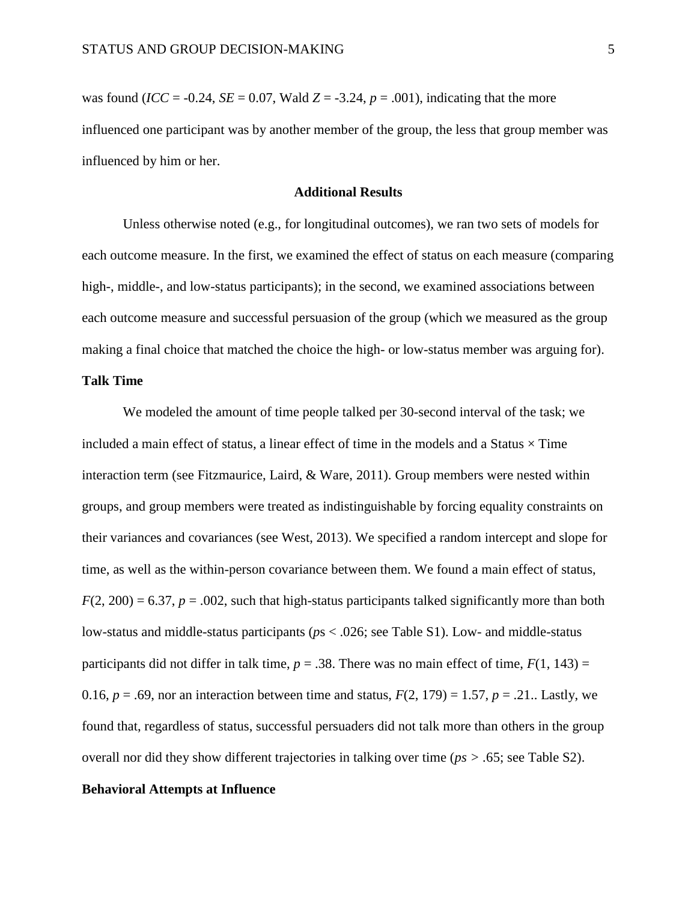was found ($ICC$ = -0.24, $SE$ = 0.07, Wald $Z$ = -3.24, $p$ = .001), indicating that the more influenced one participant was by another member of the group, the less that group member was influenced by him or her.

## Additional Results

Unless otherwise noted (e.g., for longitudinal outcomes), we ran two sets of models for each outcome measure. In the first, we examined the effect of status on each measure (comparing high-, middle-, and low-status participants); in the second, we examined associations between each outcome measure and successful persuasion of the group (which we measured as the group making a final choice that matched the choice the high- or low-status member was arguing for).

### Talk Time

We modeled the amount of time people talked per 30-second interval of the task; we included a main effect of status, a linear effect of time in the models and a Status × Time interaction term (see Fitzmaurice, Laird, & Ware, 2011). Group members were nested within groups, and group members were treated as indistinguishable by forcing equality constraints on their variances and covariances (see West, 2013). We specified a random intercept and slope for time, as well as the within-person covariance between them. We found a main effect of status, $F(2, 200) = 6.37$, $p = .002$, such that high-status participants talked significantly more than both low-status and middle-status participants (*p*s < .026; see Table S1). Low- and middle-status participants did not differ in talk time, $p = .38$. There was no main effect of time, $F(1, 143) = 0.16$, $p = .69$, nor an interaction between time and status, $F(2, 179) = 1.57$, $p = .21$.. Lastly, we found that, regardless of status, successful persuaders did not talk more than others in the group overall nor did they show different trajectories in talking over time (*ps* > .65; see Table S2).

### Behavioral Attempts at Influence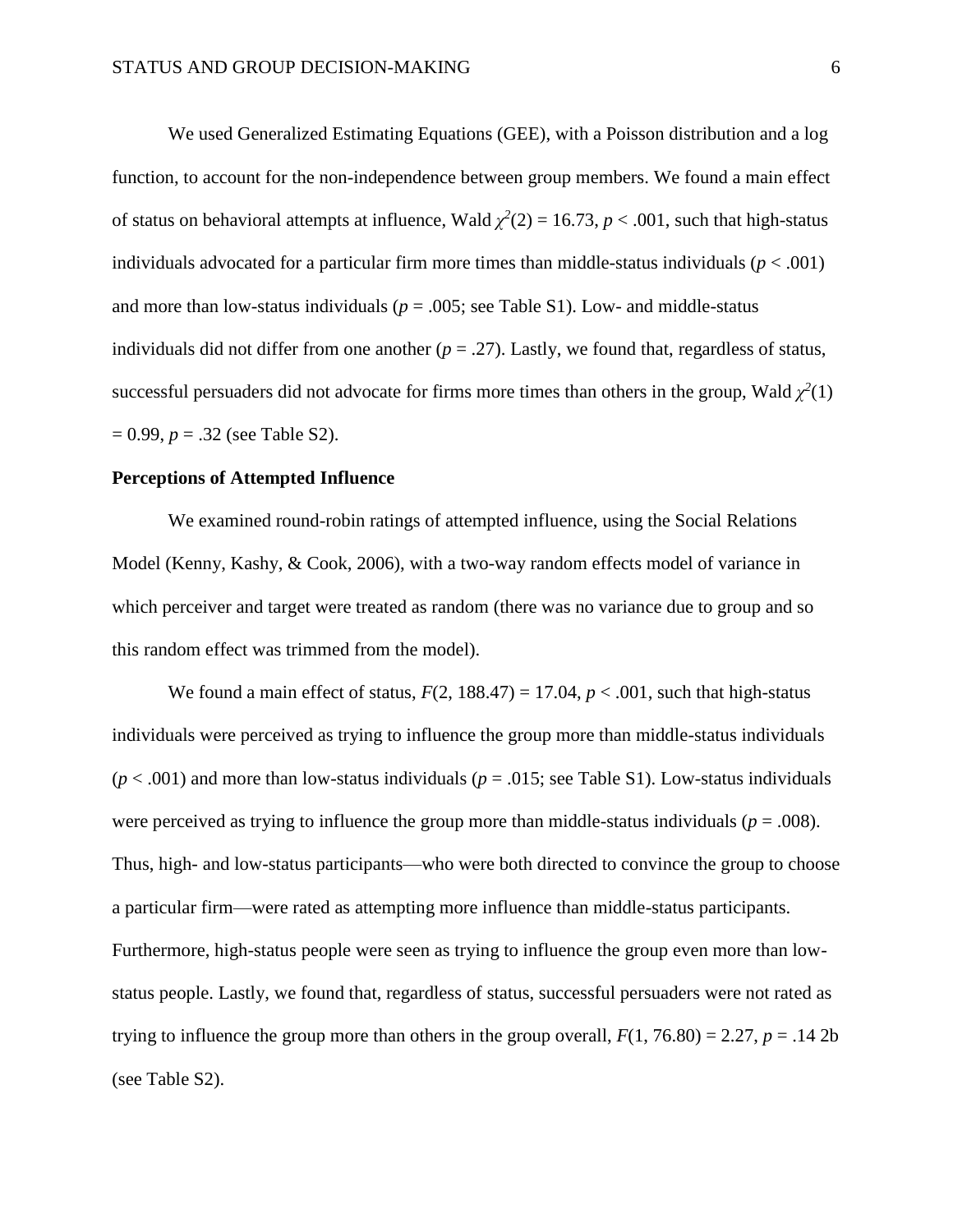We used Generalized Estimating Equations (GEE), with a Poisson distribution and a log function, to account for the non-independence between group members. We found a main effect of status on behavioral attempts at influence, Wald $\chi^2(2) = 16.73$, $p < .001$, such that high-status individuals advocated for a particular firm more times than middle-status individuals ($p < .001$) and more than low-status individuals ($p = .005$; see Table S1). Low- and middle-status individuals did not differ from one another ($p = .27$). Lastly, we found that, regardless of status, successful persuaders did not advocate for firms more times than others in the group, Wald $\chi^2(1) = 0.99$, $p = .32$ (see Table S2).

**Perceptions of Attempted Influence**

We examined round-robin ratings of attempted influence, using the Social Relations Model (Kenny, Kashy, & Cook, 2006), with a two-way random effects model of variance in which perceiver and target were treated as random (there was no variance due to group and so this random effect was trimmed from the model).

We found a main effect of status, $F(2, 188.47) = 17.04$, $p < .001$, such that high-status individuals were perceived as trying to influence the group more than middle-status individuals ($p < .001$) and more than low-status individuals ($p = .015$; see Table S1). Low-status individuals were perceived as trying to influence the group more than middle-status individuals ($p = .008$). Thus, high- and low-status participants—who were both directed to convince the group to choose a particular firm—were rated as attempting more influence than middle-status participants. Furthermore, high-status people were seen as trying to influence the group even more than low-status people. Lastly, we found that, regardless of status, successful persuaders were not rated as trying to influence the group more than others in the group overall, $F(1, 76.80) = 2.27$, $p = .14$ 2b (see Table S2).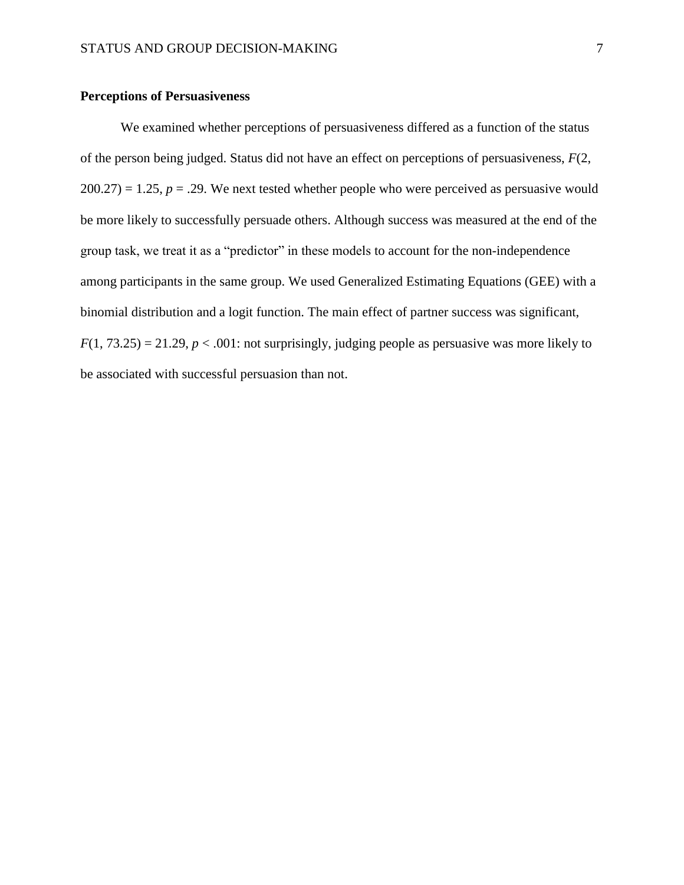**Perceptions of Persuasiveness**

We examined whether perceptions of persuasiveness differed as a function of the status of the person being judged. Status did not have an effect on perceptions of persuasiveness, $F(2, 200.27) = 1.25$, $p = .29$. We next tested whether people who were perceived as persuasive would be more likely to successfully persuade others. Although success was measured at the end of the group task, we treat it as a "predictor" in these models to account for the non-independence among participants in the same group. We used Generalized Estimating Equations (GEE) with a binomial distribution and a logit function. The main effect of partner success was significant, $F(1, 73.25) = 21.29$, $p < .001$: not surprisingly, judging people as persuasive was more likely to be associated with successful persuasion than not.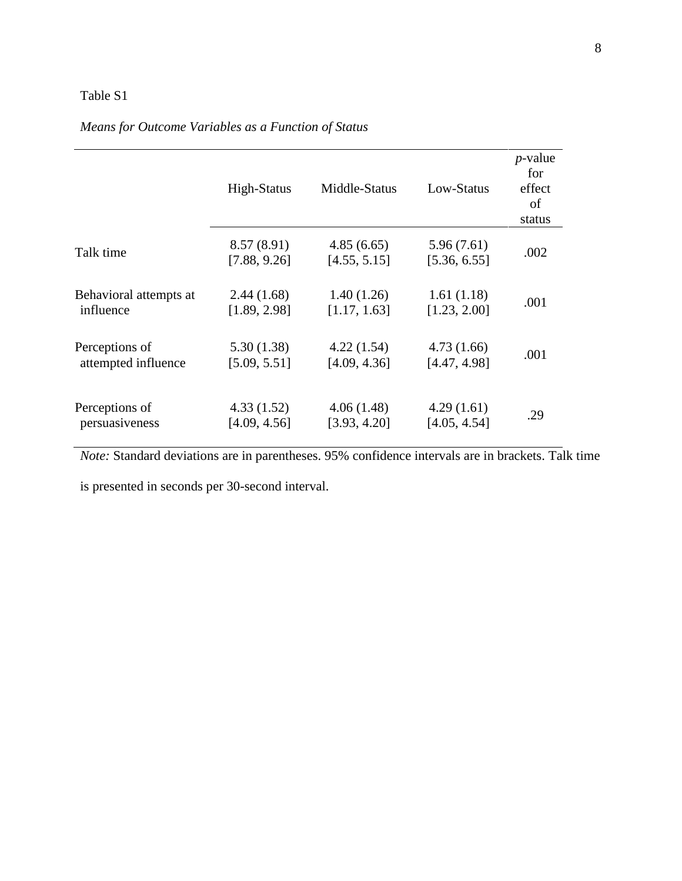Table S1

*Means for Outcome Variables as a Function of Status*

| | High-Status | Middle-Status | Low-Status | *p*-value for effect of status |
|---|---|---|---|---|
| Talk time | 8.57 (8.91)<br>[7.88, 9.26] | 4.85 (6.65)<br>[4.55, 5.15] | 5.96 (7.61)<br>[5.36, 6.55] | .002 |
| Behavioral attempts at influence | 2.44 (1.68)<br>[1.89, 2.98] | 1.40 (1.26)<br>[1.17, 1.63] | 1.61 (1.18)<br>[1.23, 2.00] | .001 |
| Perceptions of attempted influence | 5.30 (1.38)<br>[5.09, 5.51] | 4.22 (1.54)<br>[4.09, 4.36] | 4.73 (1.66)<br>[4.47, 4.98] | .001 |
| Perceptions of persuasiveness | 4.33 (1.52)<br>[4.09, 4.56] | 4.06 (1.48)<br>[3.93, 4.20] | 4.29 (1.61)<br>[4.05, 4.54] | .29 |

*Note:* Standard deviations are in parentheses. 95% confidence intervals are in brackets. Talk time is presented in seconds per 30-second interval.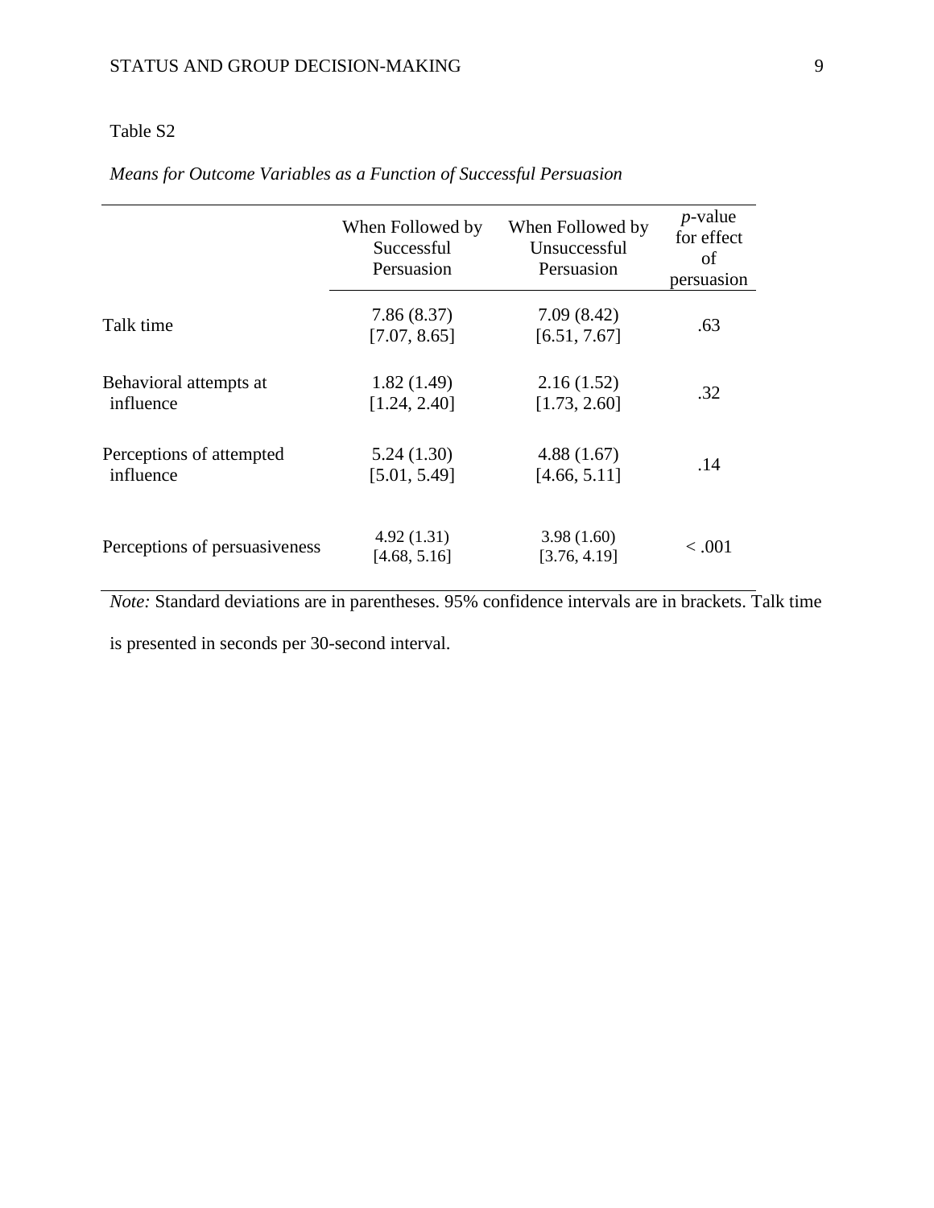Table S2

*Means for Outcome Variables as a Function of Successful Persuasion*

| | When Followed by Successful Persuasion | When Followed by Unsuccessful Persuasion | *p*-value for effect of persuasion |
|---|---|---|---|
| Talk time | 7.86 (8.37) [7.07, 8.65] | 7.09 (8.42) [6.51, 7.67] | .63 |
| Behavioral attempts at influence | 1.82 (1.49) [1.24, 2.40] | 2.16 (1.52) [1.73, 2.60] | .32 |
| Perceptions of attempted influence | 5.24 (1.30) [5.01, 5.49] | 4.88 (1.67) [4.66, 5.11] | .14 |
| Perceptions of persuasiveness | 4.92 (1.31) [4.68, 5.16] | 3.98 (1.60) [3.76, 4.19] | < .001 |

*Note:* Standard deviations are in parentheses. 95% confidence intervals are in brackets. Talk time is presented in seconds per 30-second interval.